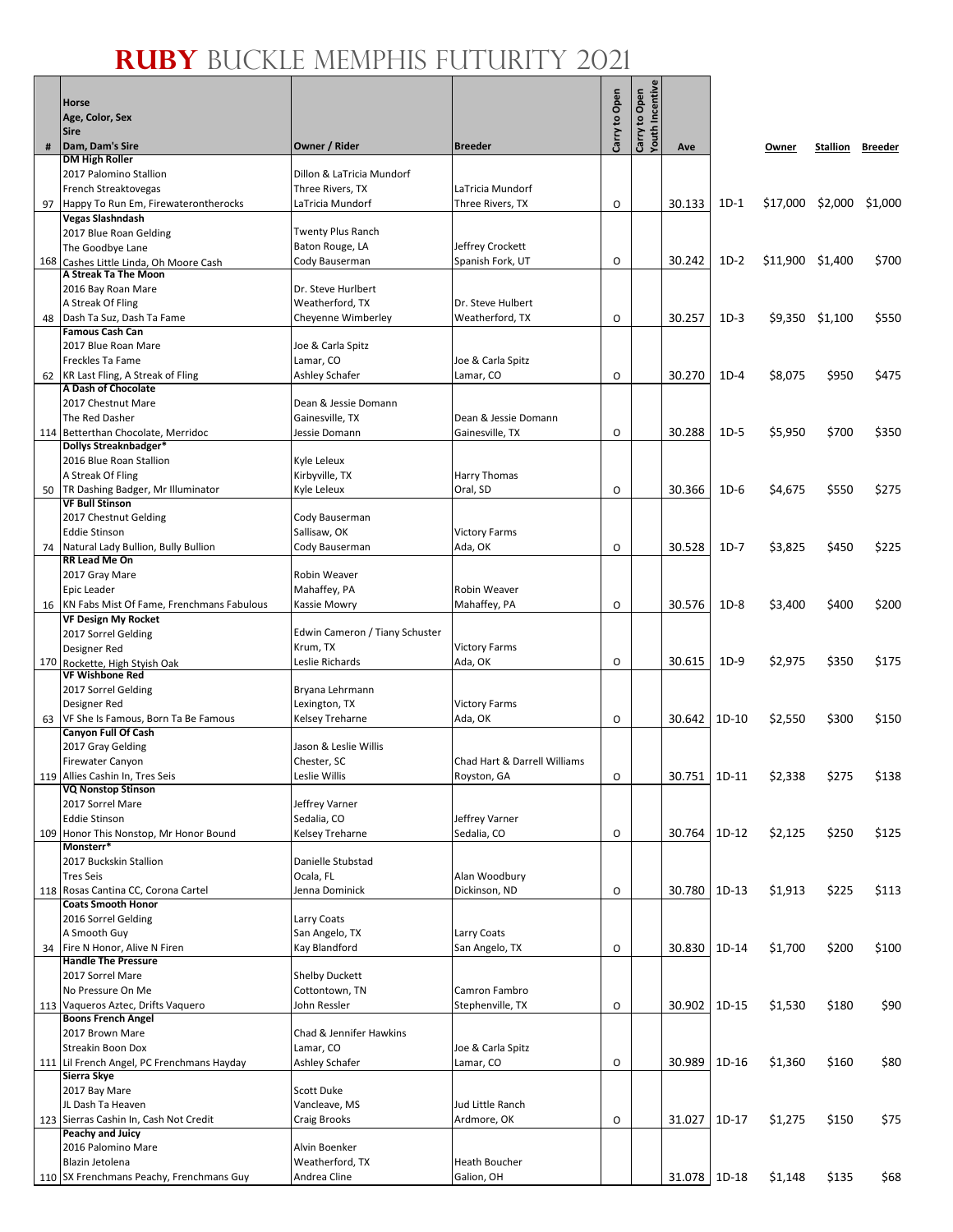# RUBY BUCKLE MEMPHIS FUTURITY 2021

| # | Horse<br>Age, Color, Sex<br>Sire<br>Dam, Dam's Sire | Owner / Rider | Breeder | Carry to Open | Carry to Open Youth Incentive | Ave | | Owner | Stallion | Breeder |
|---|---|---|---|---|---|---|---|---|---|---|
| 97 | **DM High Roller**<br>2017 Palomino Stallion<br>French Streaktovegas<br>Happy To Run Em, Firewaterontherocks | Dillon & LaTricia Mundorf<br>Three Rivers, TX<br>LaTricia Mundorf | LaTricia Mundorf<br>Three Rivers, TX | O | | 30.133 | 1D-1 | $17,000 | $2,000 | $1,000 |
| 168 | **Vegas Slashndash**<br>2017 Blue Roan Gelding<br>The Goodbye Lane<br>Cashes Little Linda, Oh Moore Cash | Twenty Plus Ranch<br>Baton Rouge, LA<br>Cody Bauserman | Jeffrey Crockett<br>Spanish Fork, UT | O | | 30.242 | 1D-2 | $11,900 | $1,400 | $700 |
| 48 | **A Streak Ta The Moon**<br>2016 Bay Roan Mare<br>A Streak Of Fling<br>Dash Ta Suz, Dash Ta Fame | Dr. Steve Hurlbert<br>Weatherford, TX<br>Cheyenne Wimberley | Dr. Steve Hulbert<br>Weatherford, TX | O | | 30.257 | 1D-3 | $9,350 | $1,100 | $550 |
| 62 | **Famous Cash Can**<br>2017 Blue Roan Mare<br>Freckles Ta Fame<br>KR Last Fling, A Streak of Fling | Joe & Carla Spitz<br>Lamar, CO<br>Ashley Schafer | Joe & Carla Spitz<br>Lamar, CO | O | | 30.270 | 1D-4 | $8,075 | $950 | $475 |
| 114 | **A Dash of Chocolate**<br>2017 Chestnut Mare<br>The Red Dasher<br>Betterthan Chocolate, Merridoc | Dean & Jessie Domann<br>Gainesville, TX<br>Jessie Domann | Dean & Jessie Domann<br>Gainesville, TX | O | | 30.288 | 1D-5 | $5,950 | $700 | $350 |
| 50 | **Dollys Streaknbadger***<br>2016 Blue Roan Stallion<br>A Streak Of Fling<br>TR Dashing Badger, Mr Illuminator | Kyle Leleux<br>Kirbyville, TX<br>Kyle Leleux | Harry Thomas<br>Oral, SD | O | | 30.366 | 1D-6 | $4,675 | $550 | $275 |
| 74 | **VF Bull Stinson**<br>2017 Chestnut Gelding<br>Eddie Stinson<br>Natural Lady Bullion, Bully Bullion | Cody Bauserman<br>Sallisaw, OK<br>Cody Bauserman | Victory Farms<br>Ada, OK | O | | 30.528 | 1D-7 | $3,825 | $450 | $225 |
| 16 | **RR Lead Me On**<br>2017 Gray Mare<br>Epic Leader<br>KN Fabs Mist Of Fame, Frenchmans Fabulous | Robin Weaver<br>Mahaffey, PA<br>Kassie Mowry | Robin Weaver<br>Mahaffey, PA | O | | 30.576 | 1D-8 | $3,400 | $400 | $200 |
| 170 | **VF Design My Rocket**<br>2017 Sorrel Gelding<br>Designer Red<br>Rockette, High Styish Oak | Edwin Cameron / Tiany Schuster<br>Krum, TX<br>Leslie Richards | Victory Farms<br>Ada, OK | O | | 30.615 | 1D-9 | $2,975 | $350 | $175 |
| 63 | **VF Wishbone Red**<br>2017 Sorrel Gelding<br>Designer Red<br>VF She Is Famous, Born Ta Be Famous | Bryana Lehrmann<br>Lexington, TX<br>Kelsey Treharne | Victory Farms<br>Ada, OK | O | | 30.642 | 1D-10 | $2,550 | $300 | $150 |
| 119 | **Canyon Full Of Cash**<br>2017 Gray Gelding<br>Firewater Canyon<br>Allies Cashin In, Tres Seis | Jason & Leslie Willis<br>Chester, SC<br>Leslie Willis | Chad Hart & Darrell Williams<br>Royston, GA | O | | 30.751 | 1D-11 | $2,338 | $275 | $138 |
| 109 | **VQ Nonstop Stinson**<br>2017 Sorrel Mare<br>Eddie Stinson<br>Honor This Nonstop, Mr Honor Bound | Jeffrey Varner<br>Sedalia, CO<br>Kelsey Treharne | Jeffrey Varner<br>Sedalia, CO | O | | 30.764 | 1D-12 | $2,125 | $250 | $125 |
| 118 | **Monsterr***<br>2017 Buckskin Stallion<br>Tres Seis<br>Rosas Cantina CC, Corona Cartel | Danielle Stubstad<br>Ocala, FL<br>Jenna Dominick | Alan Woodbury<br>Dickinson, ND | O | | 30.780 | 1D-13 | $1,913 | $225 | $113 |
| 34 | **Coats Smooth Honor**<br>2016 Sorrel Gelding<br>A Smooth Guy<br>Fire N Honor, Alive N Firen | Larry Coats<br>San Angelo, TX<br>Kay Blandford | Larry Coats<br>San Angelo, TX | O | | 30.830 | 1D-14 | $1,700 | $200 | $100 |
| 113 | **Handle The Pressure**<br>2017 Sorrel Mare<br>No Pressure On Me<br>Vaqueros Aztec, Drifts Vaquero | Shelby Duckett<br>Cottontown, TN<br>John Ressler | Camron Fambro<br>Stephenville, TX | O | | 30.902 | 1D-15 | $1,530 | $180 | $90 |
| 111 | **Boons French Angel**<br>2017 Brown Mare<br>Streakin Boon Dox<br>Lil French Angel, PC Frenchmans Hayday | Chad & Jennifer Hawkins<br>Lamar, CO<br>Ashley Schafer | Joe & Carla Spitz<br>Lamar, CO | O | | 30.989 | 1D-16 | $1,360 | $160 | $80 |
| 123 | **Sierra Skye**<br>2017 Bay Mare<br>JL Dash Ta Heaven<br>Sierras Cashin In, Cash Not Credit | Scott Duke<br>Vancleave, MS<br>Craig Brooks | Jud Little Ranch<br>Ardmore, OK | O | | 31.027 | 1D-17 | $1,275 | $150 | $75 |
| 110 | **Peachy and Juicy**<br>2016 Palomino Mare<br>Blazin Jetolena<br>SX Frenchmans Peachy, Frenchmans Guy | Alvin Boenker<br>Weatherford, TX<br>Andrea Cline | Heath Boucher<br>Galion, OH | | | 31.078 | 1D-18 | $1,148 | $135 | $68 |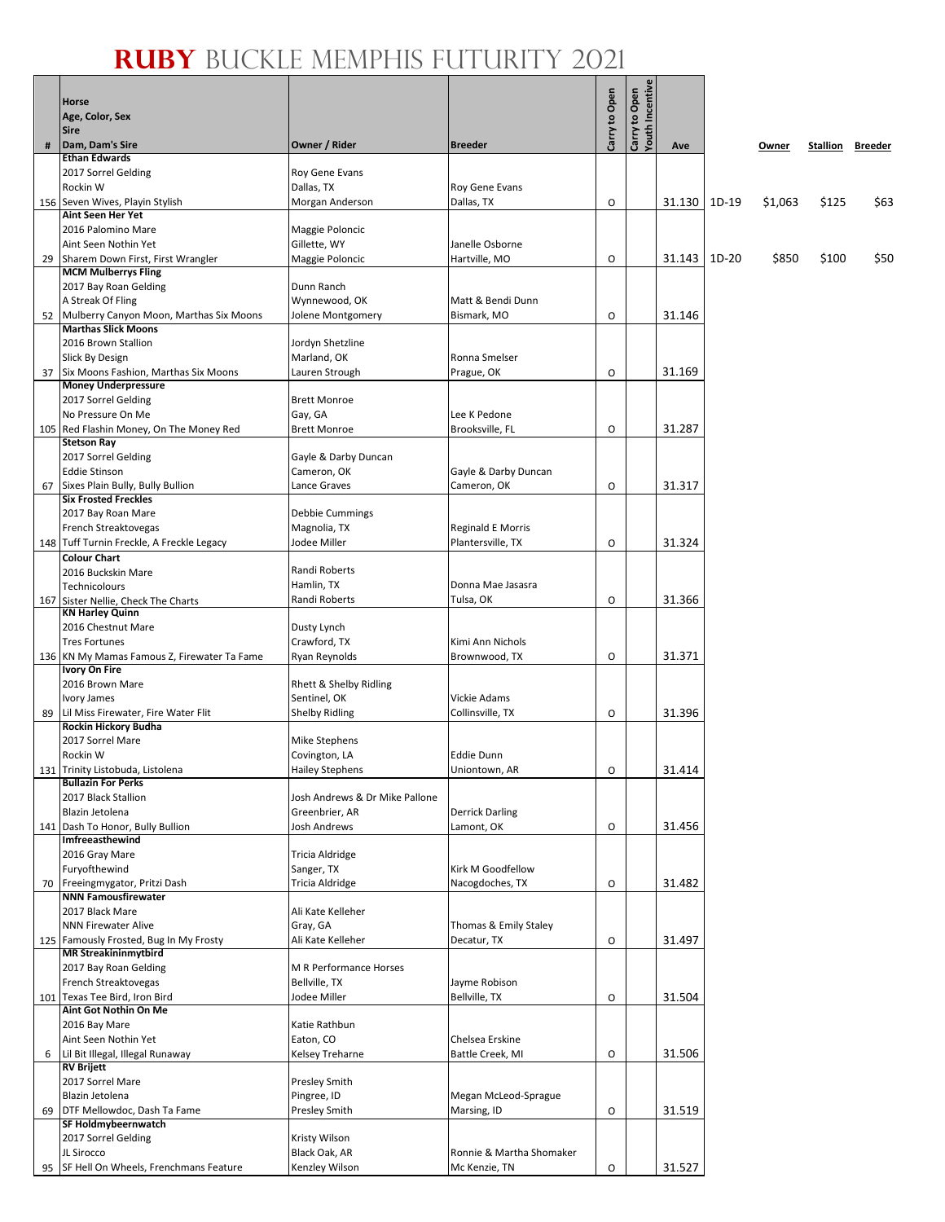# RUBY BUCKLE MEMPHIS FUTURITY 2021

| # | Horse / Age, Color, Sex / Sire / Dam, Dam's Sire | Owner / Rider | Breeder | Carry to Open | Carry to Open Youth Incentive | Ave | | Owner | Stallion | Breeder |
|---|---|---|---|---|---|---|---|---|---|---|
| 156 | **Ethan Edwards**<br>2017 Sorrel Gelding<br>Rockin W<br>Seven Wives, Playin Stylish | Roy Gene Evans<br>Dallas, TX<br>Morgan Anderson | Roy Gene Evans<br>Dallas, TX | O | | 31.130 | 1D-19 | $1,063 | $125 | $63 |
| 29 | **Aint Seen Her Yet**<br>2016 Palomino Mare<br>Aint Seen Nothin Yet<br>Sharem Down First, First Wrangler | Maggie Poloncic<br>Gillette, WY<br>Maggie Poloncic | Janelle Osborne<br>Hartville, MO | O | | 31.143 | 1D-20 | $850 | $100 | $50 |
| 52 | **MCM Mulberrys Fling**<br>2017 Bay Roan Gelding<br>A Streak Of Fling<br>Mulberry Canyon Moon, Marthas Six Moons | Dunn Ranch<br>Wynnewood, OK<br>Jolene Montgomery | Matt & Bendi Dunn<br>Bismark, MO | O | | 31.146 | | | | |
| 37 | **Marthas Slick Moons**<br>2016 Brown Stallion<br>Slick By Design<br>Six Moons Fashion, Marthas Six Moons | Jordyn Shetzline<br>Marland, OK<br>Lauren Strough | Ronna Smelser<br>Prague, OK | O | | 31.169 | | | | |
| 105 | **Money Underpressure**<br>2017 Sorrel Gelding<br>No Pressure On Me<br>Red Flashin Money, On The Money Red | Brett Monroe<br>Gay, GA<br>Brett Monroe | Lee K Pedone<br>Brooksville, FL | O | | 31.287 | | | | |
| 67 | **Stetson Ray**<br>2017 Sorrel Gelding<br>Eddie Stinson<br>Sixes Plain Bully, Bully Bullion | Gayle & Darby Duncan<br>Cameron, OK<br>Lance Graves | Gayle & Darby Duncan<br>Cameron, OK | O | | 31.317 | | | | |
| 148 | **Six Frosted Freckles**<br>2017 Bay Roan Mare<br>French Streaktovegas<br>Tuff Turnin Freckle, A Freckle Legacy | Debbie Cummings<br>Magnolia, TX<br>Jodee Miller | Reginald E Morris<br>Plantersville, TX | O | | 31.324 | | | | |
| 167 | **Colour Chart**<br>2016 Buckskin Mare<br>Technicolours<br>Sister Nellie, Check The Charts | Randi Roberts<br>Hamlin, TX<br>Randi Roberts | Donna Mae Jasasra<br>Tulsa, OK | O | | 31.366 | | | | |
| 136 | **KN Harley Quinn**<br>2016 Chestnut Mare<br>Tres Fortunes<br>KN My Mamas Famous Z, Firewater Ta Fame | Dusty Lynch<br>Crawford, TX<br>Ryan Reynolds | Kimi Ann Nichols<br>Brownwood, TX | O | | 31.371 | | | | |
| 89 | **Ivory On Fire**<br>2016 Brown Mare<br>Ivory James<br>Lil Miss Firewater, Fire Water Flit | Rhett & Shelby Ridling<br>Sentinel, OK<br>Shelby Ridling | Vickie Adams<br>Collinsville, TX | O | | 31.396 | | | | |
| 131 | **Rockin Hickory Budha**<br>2017 Sorrel Mare<br>Rockin W<br>Trinity Listobuda, Listolena | Mike Stephens<br>Covington, LA<br>Hailey Stephens | Eddie Dunn<br>Uniontown, AR | O | | 31.414 | | | | |
| 141 | **Bullazin For Perks**<br>2017 Black Stallion<br>Blazin Jetolena<br>Dash To Honor, Bully Bullion | Josh Andrews & Dr Mike Pallone<br>Greenbrier, AR<br>Josh Andrews | Derrick Darling<br>Lamont, OK | O | | 31.456 | | | | |
| 70 | **Imfreeasthewind**<br>2016 Gray Mare<br>Furyofthewind<br>Freeingmygator, Pritzi Dash | Tricia Aldridge<br>Sanger, TX<br>Tricia Aldridge | Kirk M Goodfellow<br>Nacogdoches, TX | O | | 31.482 | | | | |
| 125 | **NNN Famousfirewater**<br>2017 Black Mare<br>NNN Firewater Alive<br>Famously Frosted, Bug In My Frosty | Ali Kate Kelleher<br>Gray, GA<br>Ali Kate Kelleher | Thomas & Emily Staley<br>Decatur, TX | O | | 31.497 | | | | |
| 101 | **MR Streakininmytbird**<br>2017 Bay Roan Gelding<br>French Streaktovegas<br>Texas Tee Bird, Iron Bird | M R Performance Horses<br>Bellville, TX<br>Jodee Miller | Jayme Robison<br>Bellville, TX | O | | 31.504 | | | | |
| 6 | **Aint Got Nothin On Me**<br>2016 Bay Mare<br>Aint Seen Nothin Yet<br>Lil Bit Illegal, Illegal Runaway | Katie Rathbun<br>Eaton, CO<br>Kelsey Treharne | Chelsea Erskine<br>Battle Creek, MI | O | | 31.506 | | | | |
| 69 | **RV Brijett**<br>2017 Sorrel Mare<br>Blazin Jetolena<br>DTF Mellowdoc, Dash Ta Fame | Presley Smith<br>Pingree, ID<br>Presley Smith | Megan McLeod-Sprague<br>Marsing, ID | O | | 31.519 | | | | |
| 95 | **SF Holdmybeernwatch**<br>2017 Sorrel Gelding<br>JL Sirocco<br>SF Hell On Wheels, Frenchmans Feature | Kristy Wilson<br>Black Oak, AR<br>Kenzley Wilson | Ronnie & Martha Shomaker<br>Mc Kenzie, TN | O | | 31.527 | | | | |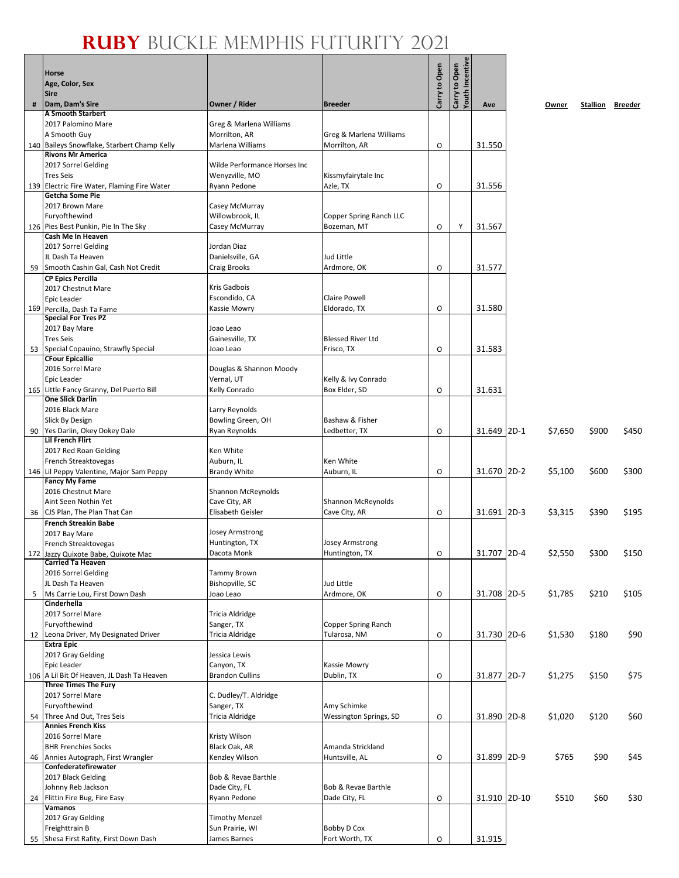# RUBY BUCKLE MEMPHIS FUTURITY 2021

| # | Horse / Age, Color, Sex / Sire / Dam, Dam's Sire | Owner / Rider | Breeder | Carry to Open | Carry to Open Youth Incentive | Ave | | Owner | Stallion | Breeder |
|---|---|---|---|---|---|---|---|---|---|---|
| 140 | **A Smooth Starbert**<br>2017 Palomino Mare<br>A Smooth Guy<br>Baileys Snowflake, Starbert Champ Kelly | Greg & Marlena Williams<br>Morrilton, AR<br>Marlena Williams | Greg & Marlena Williams<br>Morrilton, AR | O | | 31.550 | | | | |
| 139 | **Rivons Mr America**<br>2017 Sorrel Gelding<br>Tres Seis<br>Electric Fire Water, Flaming Fire Water | Wilde Performance Horses Inc<br>Wenyzville, MO<br>Ryann Pedone | Kissmyfairytale Inc<br>Azle, TX | O | | 31.556 | | | | |
| 126 | **Getcha Some Pie**<br>2017 Brown Mare<br>Furyofthewind<br>Pies Best Punkin, Pie In The Sky | Casey McMurray<br>Willowbrook, IL<br>Casey McMurray | Copper Spring Ranch LLC<br>Bozeman, MT | O | Y | 31.567 | | | | |
| 59 | **Cash Me In Heaven**<br>2017 Sorrel Gelding<br>JL Dash Ta Heaven<br>Smooth Cashin Gal, Cash Not Credit | Jordan Diaz<br>Danielsville, GA<br>Craig Brooks | Jud Little<br>Ardmore, OK | O | | 31.577 | | | | |
| 169 | **CP Epics Percilla**<br>2017 Chestnut Mare<br>Epic Leader<br>Percilla, Dash Ta Fame | Kris Gadbois<br>Escondido, CA<br>Kassie Mowry | Claire Powell<br>Eldorado, TX | O | | 31.580 | | | | |
| 53 | **Special For Tres PZ**<br>2017 Bay Mare<br>Tres Seis<br>Special Copauino, Strawfly Special | Joao Leao<br>Gainesville, TX<br>Joao Leao | Blessed River Ltd<br>Frisco, TX | O | | 31.583 | | | | |
| 165 | **CFour Epicallie**<br>2016 Sorrel Mare<br>Epic Leader<br>Little Fancy Granny, Del Puerto Bill | Douglas & Shannon Moody<br>Vernal, UT<br>Kelly Conrado | Kelly & Ivy Conrado<br>Box Elder, SD | O | | 31.631 | | | | |
| 90 | **One Slick Darlin**<br>2016 Black Mare<br>Slick By Design<br>Yes Darlin, Okey Dokey Dale | Larry Reynolds<br>Bowling Green, OH<br>Ryan Reynolds | Bashaw & Fisher<br>Ledbetter, TX | O | | 31.649 | 2D-1 | $7,650 | $900 | $450 |
| 146 | **Lil French Flirt**<br>2017 Red Roan Gelding<br>French Streaktovegas<br>Lil Peppy Valentine, Major Sam Peppy | Ken White<br>Auburn, IL<br>Brandy White | Ken White<br>Auburn, IL | O | | 31.670 | 2D-2 | $5,100 | $600 | $300 |
| 36 | **Fancy My Fame**<br>2016 Chestnut Mare<br>Aint Seen Nothin Yet<br>CJS Plan, The Plan That Can | Shannon McReynolds<br>Cave City, AR<br>Elisabeth Geisler | Shannon McReynolds<br>Cave City, AR | O | | 31.691 | 2D-3 | $3,315 | $390 | $195 |
| 172 | **French Streakin Babe**<br>2017 Bay Mare<br>French Streaktovegas<br>Jazzy Quixote Babe, Quixote Mac | Josey Armstrong<br>Huntington, TX<br>Dacota Monk | Josey Armstrong<br>Huntington, TX | O | | 31.707 | 2D-4 | $2,550 | $300 | $150 |
| 5 | **Carried Ta Heaven**<br>2016 Sorrel Gelding<br>JL Dash Ta Heaven<br>Ms Carrie Lou, First Down Dash | Tammy Brown<br>Bishopville, SC<br>Joao Leao | Jud Little<br>Ardmore, OK | O | | 31.708 | 2D-5 | $1,785 | $210 | $105 |
| 12 | **Cinderhella**<br>2017 Sorrel Mare<br>Furyofthewind<br>Leona Driver, My Designated Driver | Tricia Aldridge<br>Sanger, TX<br>Tricia Aldridge | Copper Spring Ranch<br>Tularosa, NM | O | | 31.730 | 2D-6 | $1,530 | $180 | $90 |
| 106 | **Extra Epic**<br>2017 Gray Gelding<br>Epic Leader<br>A Lil Bit Of Heaven, JL Dash Ta Heaven | Jessica Lewis<br>Canyon, TX<br>Brandon Cullins | Kassie Mowry<br>Dublin, TX | O | | 31.877 | 2D-7 | $1,275 | $150 | $75 |
| 54 | **Three Times The Fury**<br>2017 Sorrel Mare<br>Furyofthewind<br>Three And Out, Tres Seis | C. Dudley/T. Aldridge<br>Sanger, TX<br>Tricia Aldridge | Amy Schimke<br>Wessington Springs, SD | O | | 31.890 | 2D-8 | $1,020 | $120 | $60 |
| 46 | **Annies French Kiss**<br>2016 Sorrel Mare<br>BHR Frenchies Socks<br>Annies Autograph, First Wrangler | Kristy Wilson<br>Black Oak, AR<br>Kenzley Wilson | Amanda Strickland<br>Huntsville, AL | O | | 31.899 | 2D-9 | $765 | $90 | $45 |
| 24 | **Confederatefirewater**<br>2017 Black Gelding<br>Johnny Reb Jackson<br>Flittin Fire Bug, Fire Easy | Bob & Revae Barthle<br>Dade City, FL<br>Ryann Pedone | Bob & Revae Barthle<br>Dade City, FL | O | | 31.910 | 2D-10 | $510 | $60 | $30 |
| 55 | **Vamanos**<br>2017 Gray Gelding<br>Freighttrain B<br>Shesa First Rafity, First Down Dash | Timothy Menzel<br>Sun Prairie, WI<br>James Barnes | Bobby D Cox<br>Fort Worth, TX | O | | 31.915 | | | | |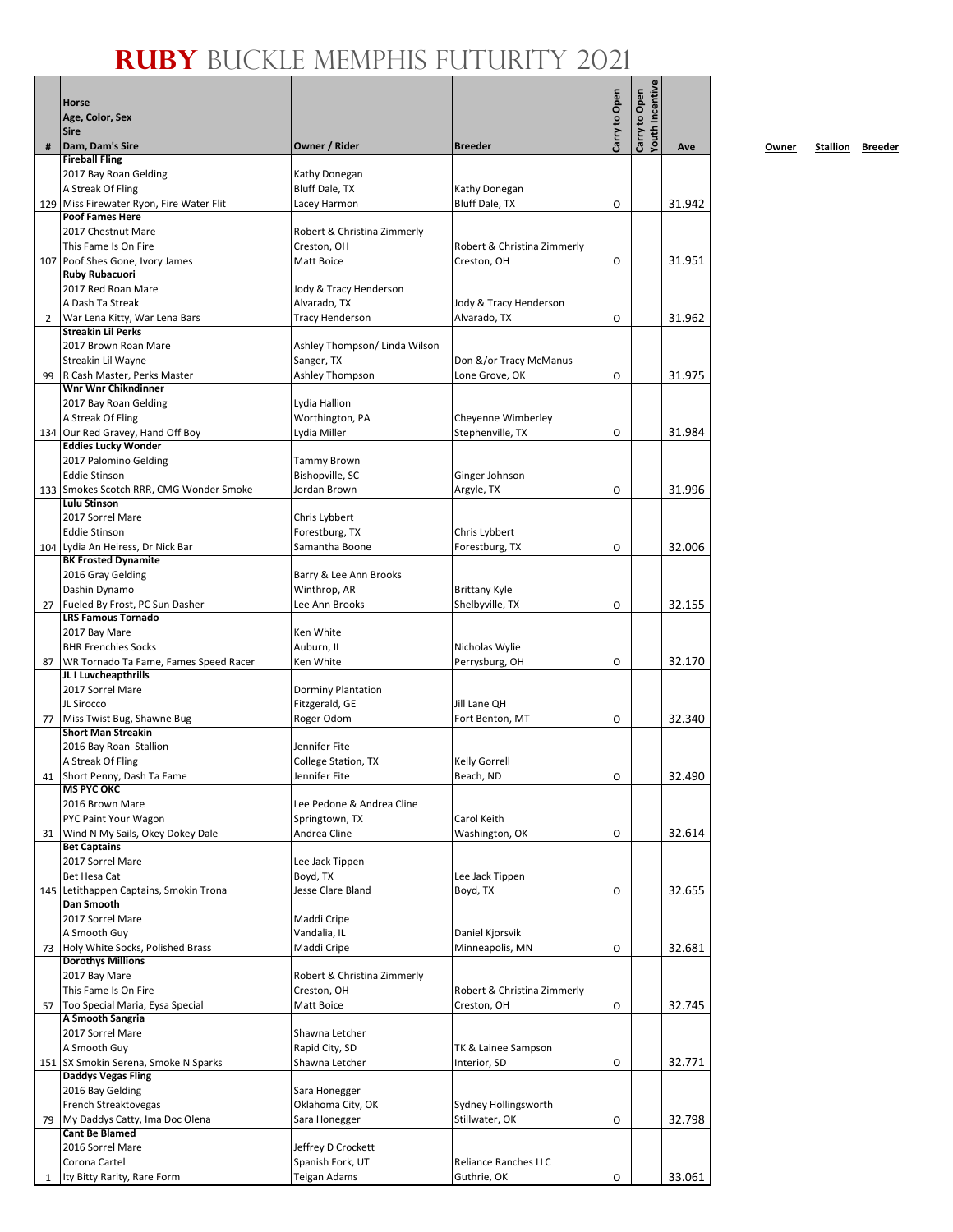# RUBY BUCKLE MEMPHIS FUTURITY 2021

| # | Horse<br>Age, Color, Sex<br>Sire<br>Dam, Dam's Sire | Owner / Rider | Breeder | Carry to Open | Carry to Open Youth Incentive | Ave |
|---|---|---|---|---|---|---|
| 129 | **Fireball Fling**<br>2017 Bay Roan Gelding<br>A Streak Of Fling<br>Miss Firewater Ryon, Fire Water Flit | Kathy Donegan<br>Bluff Dale, TX<br>Lacey Harmon | Kathy Donegan<br>Bluff Dale, TX | O | | 31.942 |
| 107 | **Poof Fames Here**<br>2017 Chestnut Mare<br>This Fame Is On Fire<br>Poof Shes Gone, Ivory James | Robert & Christina Zimmerly<br>Creston, OH<br>Matt Boice | Robert & Christina Zimmerly<br>Creston, OH | O | | 31.951 |
| 2 | **Ruby Rubacuori**<br>2017 Red Roan Mare<br>A Dash Ta Streak<br>War Lena Kitty, War Lena Bars | Jody & Tracy Henderson<br>Alvarado, TX<br>Tracy Henderson | Jody & Tracy Henderson<br>Alvarado, TX | O | | 31.962 |
| 99 | **Streakin Lil Perks**<br>2017 Brown Roan Mare<br>Streakin Lil Wayne<br>R Cash Master, Perks Master | Ashley Thompson/ Linda Wilson<br>Sanger, TX<br>Ashley Thompson | Don &/or Tracy McManus<br>Lone Grove, OK | O | | 31.975 |
| 134 | **Wnr Wnr Chikndinner**<br>2017 Bay Roan Gelding<br>A Streak Of Fling<br>Our Red Gravey, Hand Off Boy | Lydia Hallion<br>Worthington, PA<br>Lydia Miller | Cheyenne Wimberley<br>Stephenville, TX | O | | 31.984 |
| 133 | **Eddies Lucky Wonder**<br>2017 Palomino Gelding<br>Eddie Stinson<br>Smokes Scotch RRR, CMG Wonder Smoke | Tammy Brown<br>Bishopville, SC<br>Jordan Brown | Ginger Johnson<br>Argyle, TX | O | | 31.996 |
| 104 | **Lulu Stinson**<br>2017 Sorrel Mare<br>Eddie Stinson<br>Lydia An Heiress, Dr Nick Bar | Chris Lybbert<br>Forestburg, TX<br>Samantha Boone | Chris Lybbert<br>Forestburg, TX | O | | 32.006 |
| 27 | **BK Frosted Dynamite**<br>2016 Gray Gelding<br>Dashin Dynamo<br>Fueled By Frost, PC Sun Dasher | Barry & Lee Ann Brooks<br>Winthrop, AR<br>Lee Ann Brooks | Brittany Kyle<br>Shelbyville, TX | O | | 32.155 |
| 87 | **LRS Famous Tornado**<br>2017 Bay Mare<br>BHR Frenchies Socks<br>WR Tornado Ta Fame, Fames Speed Racer | Ken White<br>Auburn, IL<br>Ken White | Nicholas Wylie<br>Perrysburg, OH | O | | 32.170 |
| 77 | **JL I Luvcheapthrills**<br>2017 Sorrel Mare<br>JL Sirocco<br>Miss Twist Bug, Shawne Bug | Dorminy Plantation<br>Fitzgerald, GE<br>Roger Odom | Jill Lane QH<br>Fort Benton, MT | O | | 32.340 |
| 41 | **Short Man Streakin**<br>2016 Bay Roan Stallion<br>A Streak Of Fling<br>Short Penny, Dash Ta Fame | Jennifer Fite<br>College Station, TX<br>Jennifer Fite | Kelly Gorrell<br>Beach, ND | O | | 32.490 |
| 31 | **MS PYC OKC**<br>2016 Brown Mare<br>PYC Paint Your Wagon<br>Wind N My Sails, Okey Dokey Dale | Lee Pedone & Andrea Cline<br>Springtown, TX<br>Andrea Cline | Carol Keith<br>Washington, OK | O | | 32.614 |
| 145 | **Bet Captains**<br>2017 Sorrel Mare<br>Bet Hesa Cat<br>Letithappen Captains, Smokin Trona | Lee Jack Tippen<br>Boyd, TX<br>Jesse Clare Bland | Lee Jack Tippen<br>Boyd, TX | O | | 32.655 |
| 73 | **Dan Smooth**<br>2017 Sorrel Mare<br>A Smooth Guy<br>Holy White Socks, Polished Brass | Maddi Cripe<br>Vandalia, IL<br>Maddi Cripe | Daniel Kjorsvik<br>Minneapolis, MN | O | | 32.681 |
| 57 | **Dorothys Millions**<br>2017 Bay Mare<br>This Fame Is On Fire<br>Too Special Maria, Eysa Special | Robert & Christina Zimmerly<br>Creston, OH<br>Matt Boice | Robert & Christina Zimmerly<br>Creston, OH | O | | 32.745 |
| 151 | **A Smooth Sangria**<br>2017 Sorrel Mare<br>A Smooth Guy<br>SX Smokin Serena, Smoke N Sparks | Shawna Letcher<br>Rapid City, SD<br>Shawna Letcher | TK & Lainee Sampson<br>Interior, SD | O | | 32.771 |
| 79 | **Daddys Vegas Fling**<br>2016 Bay Gelding<br>French Streaktovegas<br>My Daddys Catty, Ima Doc Olena | Sara Honegger<br>Oklahoma City, OK<br>Sara Honegger | Sydney Hollingsworth<br>Stillwater, OK | O | | 32.798 |
| 1 | **Cant Be Blamed**<br>2016 Sorrel Mare<br>Corona Cartel<br>Ity Bitty Rarity, Rare Form | Jeffrey D Crockett<br>Spanish Fork, UT<br>Teigan Adams | Reliance Ranches LLC<br>Guthrie, OK | O | | 33.061 |

Owner Stallion Breeder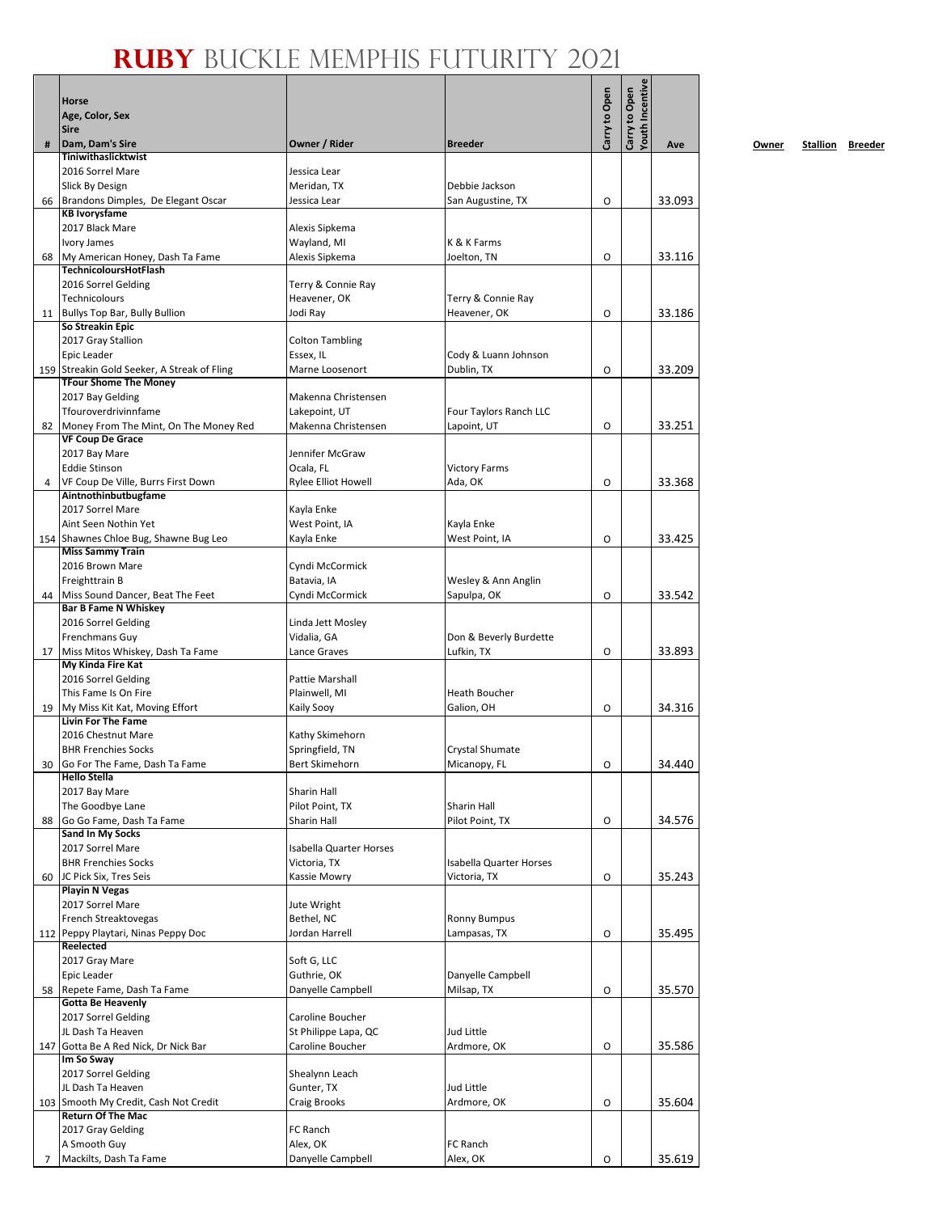# RUBY BUCKLE MEMPHIS FUTURITY 2021

| # | Horse<br>Age, Color, Sex<br>Sire<br>Dam, Dam's Sire | Owner / Rider | Breeder | Carry to Open | Carry to Open Youth Incentive | Ave | Owner | Stallion | Breeder |
|---|---|---|---|---|---|---|---|---|---|
| 66 | **Tiniwithaslicktwist**<br>2016 Sorrel Mare<br>Slick By Design<br>Brandons Dimples, De Elegant Oscar | Jessica Lear<br>Meridan, TX<br>Jessica Lear | Debbie Jackson<br>San Augustine, TX | O | | 33.093 | | | |
| 68 | **KB Ivorysfame**<br>2017 Black Mare<br>Ivory James<br>My American Honey, Dash Ta Fame | Alexis Sipkema<br>Wayland, MI<br>Alexis Sipkema | K & K Farms<br>Joelton, TN | O | | 33.116 | | | |
| 11 | **TechnicoloursHotFlash**<br>2016 Sorrel Gelding<br>Technicolours<br>Bullys Top Bar, Bully Bullion | Terry & Connie Ray<br>Heavener, OK<br>Jodi Ray | Terry & Connie Ray<br>Heavener, OK | O | | 33.186 | | | |
| 159 | **So Streakin Epic**<br>2017 Gray Stallion<br>Epic Leader<br>Streakin Gold Seeker, A Streak of Fling | Colton Tambling<br>Essex, IL<br>Marne Loosenort | Cody & Luann Johnson<br>Dublin, TX | O | | 33.209 | | | |
| 82 | **TFour Shome The Money**<br>2017 Bay Gelding<br>Tfouroverdrivinnfame<br>Money From The Mint, On The Money Red | Makenna Christensen<br>Lakepoint, UT<br>Makenna Christensen | Four Taylors Ranch LLC<br>Lapoint, UT | O | | 33.251 | | | |
| 4 | **VF Coup De Grace**<br>2017 Bay Mare<br>Eddie Stinson<br>VF Coup De Ville, Burrs First Down | Jennifer McGraw<br>Ocala, FL<br>Rylee Elliot Howell | Victory Farms<br>Ada, OK | O | | 33.368 | | | |
| 154 | **Aintnothinbutbugfame**<br>2017 Sorrel Mare<br>Aint Seen Nothin Yet<br>Shawnes Chloe Bug, Shawne Bug Leo | Kayla Enke<br>West Point, IA<br>Kayla Enke | Kayla Enke<br>West Point, IA | O | | 33.425 | | | |
| 44 | **Miss Sammy Train**<br>2016 Brown Mare<br>Freighttrain B<br>Miss Sound Dancer, Beat The Feet | Cyndi McCormick<br>Batavia, IA<br>Cyndi McCormick | Wesley & Ann Anglin<br>Sapulpa, OK | O | | 33.542 | | | |
| 17 | **Bar B Fame N Whiskey**<br>2016 Sorrel Gelding<br>Frenchmans Guy<br>Miss Mitos Whiskey, Dash Ta Fame | Linda Jett Mosley<br>Vidalia, GA<br>Lance Graves | Don & Beverly Burdette<br>Lufkin, TX | O | | 33.893 | | | |
| 19 | **My Kinda Fire Kat**<br>2016 Sorrel Gelding<br>This Fame Is On Fire<br>My Miss Kit Kat, Moving Effort | Pattie Marshall<br>Plainwell, MI<br>Kaily Sooy | Heath Boucher<br>Galion, OH | O | | 34.316 | | | |
| 30 | **Livin For The Fame**<br>2016 Chestnut Mare<br>BHR Frenchies Socks<br>Go For The Fame, Dash Ta Fame | Kathy Skimehorn<br>Springfield, TN<br>Bert Skimehorn | Crystal Shumate<br>Micanopy, FL | O | | 34.440 | | | |
| 88 | **Hello Stella**<br>2017 Bay Mare<br>The Goodbye Lane<br>Go Go Fame, Dash Ta Fame | Sharin Hall<br>Pilot Point, TX<br>Sharin Hall | Sharin Hall<br>Pilot Point, TX | O | | 34.576 | | | |
| 60 | **Sand In My Socks**<br>2017 Sorrel Mare<br>BHR Frenchies Socks<br>JC Pick Six, Tres Seis | Isabella Quarter Horses<br>Victoria, TX<br>Kassie Mowry | Isabella Quarter Horses<br>Victoria, TX | O | | 35.243 | | | |
| 112 | **Playin N Vegas**<br>2017 Sorrel Mare<br>French Streaktovegas<br>Peppy Playtari, Ninas Peppy Doc | Jute Wright<br>Bethel, NC<br>Jordan Harrell | Ronny Bumpus<br>Lampasas, TX | O | | 35.495 | | | |
| 58 | **Reelected**<br>2017 Gray Mare<br>Epic Leader<br>Repete Fame, Dash Ta Fame | Soft G, LLC<br>Guthrie, OK<br>Danyelle Campbell | Danyelle Campbell<br>Milsap, TX | O | | 35.570 | | | |
| 147 | **Gotta Be Heavenly**<br>2017 Sorrel Gelding<br>JL Dash Ta Heaven<br>Gotta Be A Red Nick, Dr Nick Bar | Caroline Boucher<br>St Philippe Lapa, QC<br>Caroline Boucher | Jud Little<br>Ardmore, OK | O | | 35.586 | | | |
| 103 | **Im So Sway**<br>2017 Sorrel Gelding<br>JL Dash Ta Heaven<br>Smooth My Credit, Cash Not Credit | Shealynn Leach<br>Gunter, TX<br>Craig Brooks | Jud Little<br>Ardmore, OK | O | | 35.604 | | | |
| 7 | **Return Of The Mac**<br>2017 Gray Gelding<br>A Smooth Guy<br>Mackilts, Dash Ta Fame | FC Ranch<br>Alex, OK<br>Danyelle Campbell | FC Ranch<br>Alex, OK | O | | 35.619 | | | |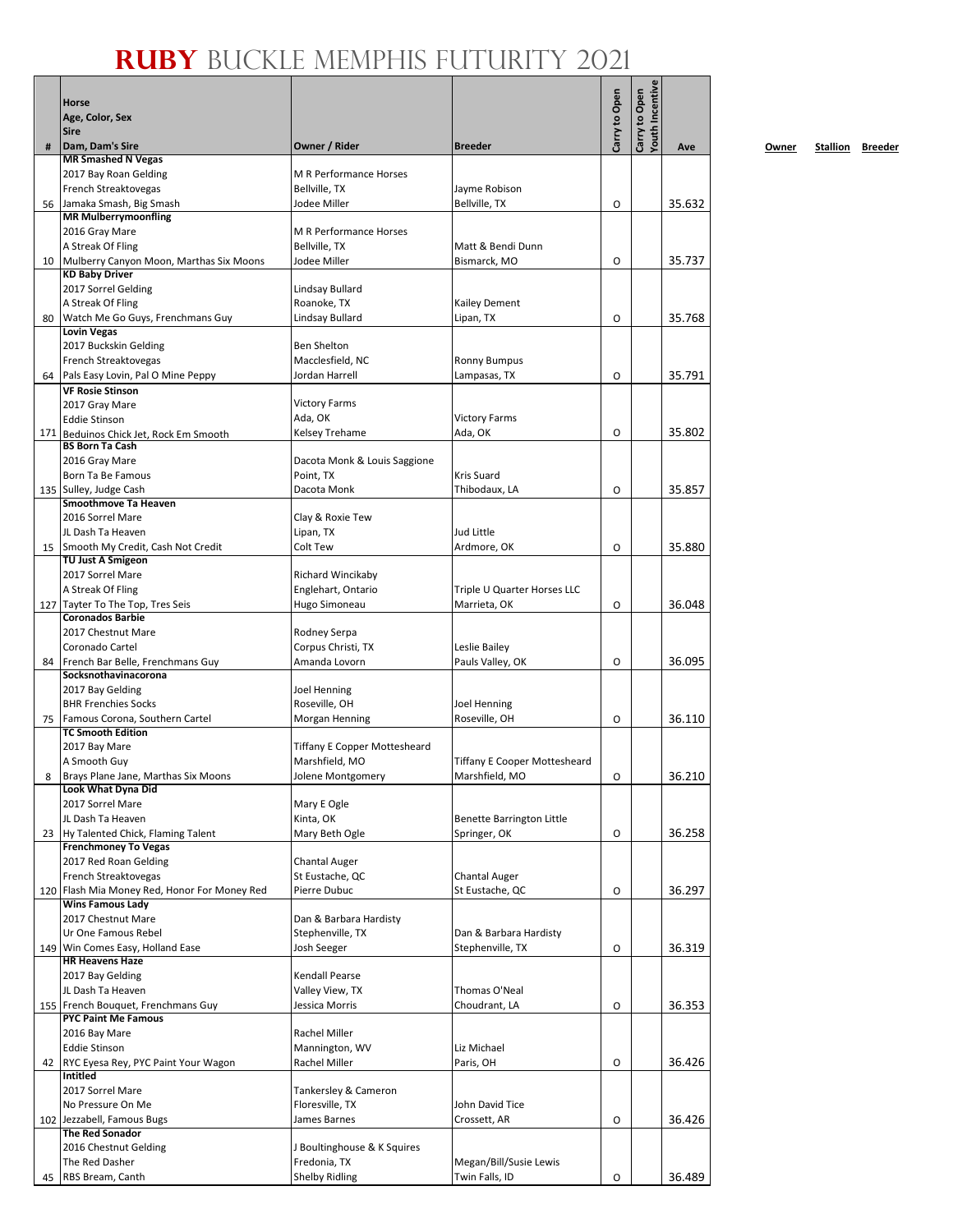# RUBY BUCKLE MEMPHIS FUTURITY 2021

| # | Horse<br>Age, Color, Sex<br>Sire<br>Dam, Dam's Sire | Owner / Rider | Breeder | Carry to Open | Carry to Open Youth Incentive | Ave | Owner | Stallion | Breeder |
|---|---|---|---|---|---|---|---|---|---|
| 56 | **MR Smashed N Vegas**<br>2017 Bay Roan Gelding<br>French Streaktovegas<br>Jamaka Smash, Big Smash | M R Performance Horses<br>Bellville, TX<br>Jodee Miller | Jayme Robison<br>Bellville, TX | O | | 35.632 | | | |
| 10 | **MR Mulberrymoonfling**<br>2016 Gray Mare<br>A Streak Of Fling<br>Mulberry Canyon Moon, Marthas Six Moons | M R Performance Horses<br>Bellville, TX<br>Jodee Miller | Matt & Bendi Dunn<br>Bismarck, MO | O | | 35.737 | | | |
| 80 | **KD Baby Driver**<br>2017 Sorrel Gelding<br>A Streak Of Fling<br>Watch Me Go Guys, Frenchmans Guy | Lindsay Bullard<br>Roanoke, TX<br>Lindsay Bullard | Kailey Dement<br>Lipan, TX | O | | 35.768 | | | |
| 64 | **Lovin Vegas**<br>2017 Buckskin Gelding<br>French Streaktovegas<br>Pals Easy Lovin, Pal O Mine Peppy | Ben Shelton<br>Macclesfield, NC<br>Jordan Harrell | Ronny Bumpus<br>Lampasas, TX | O | | 35.791 | | | |
| 171 | **VF Rosie Stinson**<br>2017 Gray Mare<br>Eddie Stinson<br>Beduinos Chick Jet, Rock Em Smooth | Victory Farms<br>Ada, OK<br>Kelsey Trehame | Victory Farms<br>Ada, OK | O | | 35.802 | | | |
| 135 | **BS Born Ta Cash**<br>2016 Gray Mare<br>Born Ta Be Famous<br>Sulley, Judge Cash | Dacota Monk & Louis Saggione<br>Point, TX<br>Dacota Monk | Kris Suard<br>Thibodaux, LA | O | | 35.857 | | | |
| 15 | **Smoothmove Ta Heaven**<br>2016 Sorrel Mare<br>JL Dash Ta Heaven<br>Smooth My Credit, Cash Not Credit | Clay & Roxie Tew<br>Lipan, TX<br>Colt Tew | Jud Little<br>Ardmore, OK | O | | 35.880 | | | |
| 127 | **TU Just A Smigeon**<br>2017 Sorrel Mare<br>A Streak Of Fling<br>Tayter To The Top, Tres Seis | Richard Wincikaby<br>Englehart, Ontario<br>Hugo Simoneau | Triple U Quarter Horses LLC<br>Marrieta, OK | O | | 36.048 | | | |
| 84 | **Coronados Barbie**<br>2017 Chestnut Mare<br>Coronado Cartel<br>French Bar Belle, Frenchmans Guy | Rodney Serpa<br>Corpus Christi, TX<br>Amanda Lovorn | Leslie Bailey<br>Pauls Valley, OK | O | | 36.095 | | | |
| 75 | **Socksnothavinacorona**<br>2017 Bay Gelding<br>BHR Frenchies Socks<br>Famous Corona, Southern Cartel | Joel Henning<br>Roseville, OH<br>Morgan Henning | Joel Henning<br>Roseville, OH | O | | 36.110 | | | |
| 8 | **TC Smooth Edition**<br>2017 Bay Mare<br>A Smooth Guy<br>Brays Plane Jane, Marthas Six Moons | Tiffany E Copper Mottesheard<br>Marshfield, MO<br>Jolene Montgomery | Tiffany E Cooper Mottesheard<br>Marshfield, MO | O | | 36.210 | | | |
| 23 | **Look What Dyna Did**<br>2017 Sorrel Mare<br>JL Dash Ta Heaven<br>Hy Talented Chick, Flaming Talent | Mary E Ogle<br>Kinta, OK<br>Mary Beth Ogle | Benette Barrington Little<br>Springer, OK | O | | 36.258 | | | |
| 120 | **Frenchmoney To Vegas**<br>2017 Red Roan Gelding<br>French Streaktovegas<br>Flash Mia Money Red, Honor For Money Red | Chantal Auger<br>St Eustache, QC<br>Pierre Dubuc | Chantal Auger<br>St Eustache, QC | O | | 36.297 | | | |
| 149 | **Wins Famous Lady**<br>2017 Chestnut Mare<br>Ur One Famous Rebel<br>Win Comes Easy, Holland Ease | Dan & Barbara Hardisty<br>Stephenville, TX<br>Josh Seeger | Dan & Barbara Hardisty<br>Stephenville, TX | O | | 36.319 | | | |
| 155 | **HR Heavens Haze**<br>2017 Bay Gelding<br>JL Dash Ta Heaven<br>French Bouquet, Frenchmans Guy | Kendall Pearse<br>Valley View, TX<br>Jessica Morris | Thomas O'Neal<br>Choudrant, LA | O | | 36.353 | | | |
| 42 | **PYC Paint Me Famous**<br>2016 Bay Mare<br>Eddie Stinson<br>RYC Eyesa Rey, PYC Paint Your Wagon | Rachel Miller<br>Mannington, WV<br>Rachel Miller | Liz Michael<br>Paris, OH | O | | 36.426 | | | |
| 102 | **Intitled**<br>2017 Sorrel Mare<br>No Pressure On Me<br>Jezzabell, Famous Bugs | Tankersley & Cameron<br>Floresville, TX<br>James Barnes | John David Tice<br>Crossett, AR | O | | 36.426 | | | |
| 45 | **The Red Sonador**<br>2016 Chestnut Gelding<br>The Red Dasher<br>RBS Bream, Canth | J Boultinghouse & K Squires<br>Fredonia, TX<br>Shelby Ridling | Megan/Bill/Susie Lewis<br>Twin Falls, ID | O | | 36.489 | | | |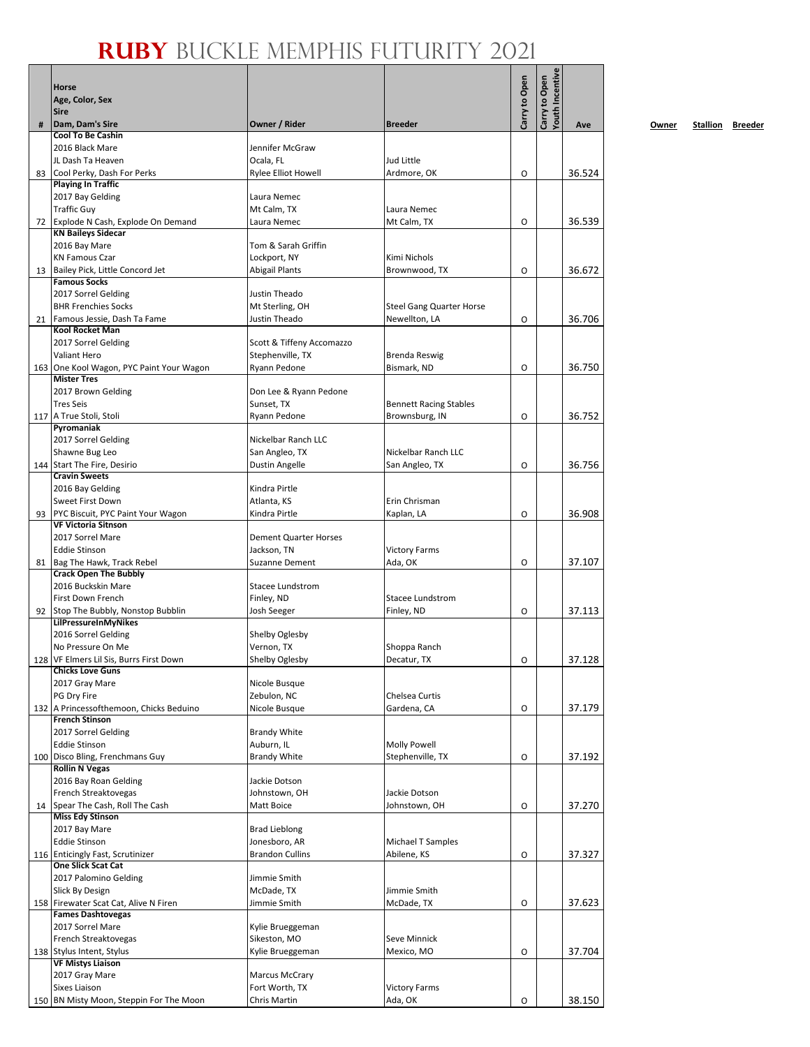# RUBY BUCKLE MEMPHIS FUTURITY 2021

| # | Horse<br>Age, Color, Sex<br>Sire<br>Dam, Dam's Sire | Owner / Rider | Breeder | Carry to Open | Carry to Open Youth Incentive | Ave |
|---|---|---|---|---|---|---|
| 83 | **Cool To Be Cashin**<br>2016 Black Mare<br>JL Dash Ta Heaven<br>Cool Perky, Dash For Perks | Jennifer McGraw<br>Ocala, FL<br>Rylee Elliot Howell | Jud Little<br>Ardmore, OK | O | | 36.524 |
| 72 | **Playing In Traffic**<br>2017 Bay Gelding<br>Traffic Guy<br>Explode N Cash, Explode On Demand | Laura Nemec<br>Mt Calm, TX<br>Laura Nemec | Laura Nemec<br>Mt Calm, TX | O | | 36.539 |
| 13 | **KN Baileys Sidecar**<br>2016 Bay Mare<br>KN Famous Czar<br>Bailey Pick, Little Concord Jet | Tom & Sarah Griffin<br>Lockport, NY<br>Abigail Plants | Kimi Nichols<br>Brownwood, TX | O | | 36.672 |
| 21 | **Famous Socks**<br>2017 Sorrel Gelding<br>BHR Frenchies Socks<br>Famous Jessie, Dash Ta Fame | Justin Theado<br>Mt Sterling, OH<br>Justin Theado | Steel Gang Quarter Horse<br>Newellton, LA | O | | 36.706 |
| 163 | **Kool Rocket Man**<br>2017 Sorrel Gelding<br>Valiant Hero<br>One Kool Wagon, PYC Paint Your Wagon | Scott & Tiffeny Accomazzo<br>Stephenville, TX<br>Ryann Pedone | Brenda Reswig<br>Bismark, ND | O | | 36.750 |
| 117 | **Mister Tres**<br>2017 Brown Gelding<br>Tres Seis<br>A True Stoli, Stoli | Don Lee & Ryann Pedone<br>Sunset, TX<br>Ryann Pedone | Bennett Racing Stables<br>Brownsburg, IN | O | | 36.752 |
| 144 | **Pyromaniak**<br>2017 Sorrel Gelding<br>Shawne Bug Leo<br>Start The Fire, Desirio | Nickelbar Ranch LLC<br>San Anglea, TX<br>Dustin Angelle | Nickelbar Ranch LLC<br>San Anglea, TX | O | | 36.756 |
| 93 | **Cravin Sweets**<br>2016 Bay Gelding<br>Sweet First Down<br>PYC Biscuit, PYC Paint Your Wagon | Kindra Pirtle<br>Atlanta, KS<br>Kindra Pirtle | Erin Chrisman<br>Kaplan, LA | O | | 36.908 |
| 81 | **VF Victoria Sitnson**<br>2017 Sorrel Mare<br>Eddie Stinson<br>Bag The Hawk, Track Rebel | Dement Quarter Horses<br>Jackson, TN<br>Suzanne Dement | Victory Farms<br>Ada, OK | O | | 37.107 |
| 92 | **Crack Open The Bubbly**<br>2016 Buckskin Mare<br>First Down French<br>Stop The Bubbly, Nonstop Bubblin | Stacee Lundstrom<br>Finley, ND<br>Josh Seeger | Stacee Lundstrom<br>Finley, ND | O | | 37.113 |
| 128 | **LilPressureInMyNikes**<br>2016 Sorrel Gelding<br>No Pressure On Me<br>VF Elmers Lil Sis, Burrs First Down | Shelby Oglesby<br>Vernon, TX<br>Shelby Oglesby | Shoppa Ranch<br>Decatur, TX | O | | 37.128 |
| 132 | **Chicks Love Guns**<br>2017 Gray Mare<br>PG Dry Fire<br>A Princessofthemoon, Chicks Beduino | Nicole Busque<br>Zebulon, NC<br>Nicole Busque | Chelsea Curtis<br>Gardena, CA | O | | 37.179 |
| 100 | **French Stinson**<br>2017 Sorrel Gelding<br>Eddie Stinson<br>Disco Bling, Frenchmans Guy | Brandy White<br>Auburn, IL<br>Brandy White | Molly Powell<br>Stephenville, TX | O | | 37.192 |
| 14 | **Rollin N Vegas**<br>2016 Bay Roan Gelding<br>French Streaktovegas<br>Spear The Cash, Roll The Cash | Jackie Dotson<br>Johnstown, OH<br>Matt Boice | Jackie Dotson<br>Johnstown, OH | O | | 37.270 |
| 116 | **Miss Edy Stinson**<br>2017 Bay Mare<br>Eddie Stinson<br>Enticingly Fast, Scrutinizer | Brad Lieblong<br>Jonesboro, AR<br>Brandon Cullins | Michael T Samples<br>Abilene, KS | O | | 37.327 |
| 158 | **One Slick Scat Cat**<br>2017 Palomino Gelding<br>Slick By Design<br>Firewater Scat Cat, Alive N Firen | Jimmie Smith<br>McDade, TX<br>Jimmie Smith | Jimmie Smith<br>McDade, TX | O | | 37.623 |
| 138 | **Fames Dashtovegas**<br>2017 Sorrel Mare<br>French Streaktovegas<br>Stylus Intent, Stylus | Kylie Brueggeman<br>Sikeston, MO<br>Kylie Brueggeman | Seve Minnick<br>Mexico, MO | O | | 37.704 |
| 150 | **VF Mistys Liaison**<br>2017 Gray Mare<br>Sixes Liaison<br>BN Misty Moon, Steppin For The Moon | Marcus McCrary<br>Fort Worth, TX<br>Chris Martin | Victory Farms<br>Ada, OK | O | | 38.150 |

**Owner** **Stallion** **Breeder**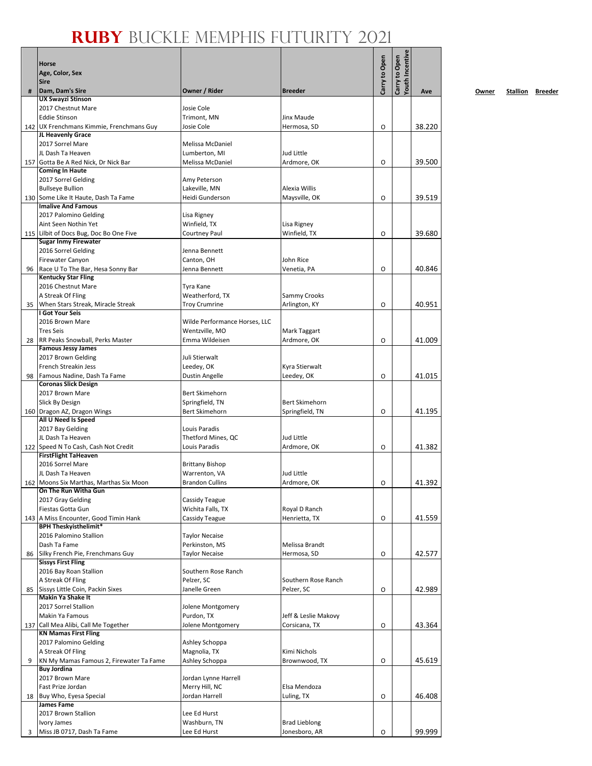# RUBY BUCKLE MEMPHIS FUTURITY 2021

| # | Horse<br>Age, Color, Sex<br>Sire<br>Dam, Dam's Sire | Owner / Rider | Breeder | Carry to Open | Carry to Open Youth Incentive | Ave |
|---|---|---|---|---|---|---|
| 142 | **UX Swayzi Stinson**<br>2017 Chestnut Mare<br>Eddie Stinson<br>UX Frenchmans Kimmie, Frenchmans Guy | Josie Cole<br>Trimont, MN<br>Josie Cole | Jinx Maude<br>Hermosa, SD | O | | 38.220 |
| 157 | **JL Heavenly Grace**<br>2017 Sorrel Mare<br>JL Dash Ta Heaven<br>Gotta Be A Red Nick, Dr Nick Bar | Melissa McDaniel<br>Lumberton, MI<br>Melissa McDaniel | Jud Little<br>Ardmore, OK | O | | 39.500 |
| 130 | **Coming In Haute**<br>2017 Sorrel Gelding<br>Bullseye Bullion<br>Some Like It Haute, Dash Ta Fame | Amy Peterson<br>Lakeville, MN<br>Heidi Gunderson | Alexia Willis<br>Maysville, OK | O | | 39.519 |
| 115 | **Imalive And Famous**<br>2017 Palomino Gelding<br>Aint Seen Nothin Yet<br>Lilbit of Docs Bug, Doc Bo One Five | Lisa Rigney<br>Winfield, TX<br>Courtney Paul | Lisa Rigney<br>Winfield, TX | O | | 39.680 |
| 96 | **Sugar Inmy Firewater**<br>2016 Sorrel Gelding<br>Firewater Canyon<br>Race U To The Bar, Hesa Sonny Bar | Jenna Bennett<br>Canton, OH<br>Jenna Bennett | John Rice<br>Venetia, PA | O | | 40.846 |
| 35 | **Kentucky Star Fling**<br>2016 Chestnut Mare<br>A Streak Of Fling<br>When Stars Streak, Miracle Streak | Tyra Kane<br>Weatherford, TX<br>Troy Crumrine | Sammy Crooks<br>Arlington, KY | O | | 40.951 |
| 28 | **I Got Your Seis**<br>2016 Brown Mare<br>Tres Seis<br>RR Peaks Snowball, Perks Master | Wilde Performance Horses, LLC<br>Wentzville, MO<br>Emma Wildeisen | Mark Taggart<br>Ardmore, OK | O | | 41.009 |
| 98 | **Famous Jessy James**<br>2017 Brown Gelding<br>French Streakin Jess<br>Famous Nadine, Dash Ta Fame | Juli Stierwalt<br>Leedey, OK<br>Dustin Angelle | Kyra Stierwalt<br>Leedey, OK | O | | 41.015 |
| 160 | **Coronas Slick Design**<br>2017 Brown Mare<br>Slick By Design<br>Dragon AZ, Dragon Wings | Bert Skimehorn<br>Springfield, TN<br>Bert Skimehorn | Bert Skimehorn<br>Springfield, TN | O | | 41.195 |
| 122 | **All U Need Is Speed**<br>2017 Bay Gelding<br>JL Dash Ta Heaven<br>Speed N To Cash, Cash Not Credit | Louis Paradis<br>Thetford Mines, QC<br>Louis Paradis | Jud Little<br>Ardmore, OK | O | | 41.382 |
| 162 | **FirstFlight TaHeaven**<br>2016 Sorrel Mare<br>JL Dash Ta Heaven<br>Moons Six Marthas, Marthas Six Moon | Brittany Bishop<br>Warrenton, VA<br>Brandon Cullins | Jud Little<br>Ardmore, OK | O | | 41.392 |
| 143 | **On The Run Witha Gun**<br>2017 Gray Gelding<br>Fiestas Gotta Gun<br>A Miss Encounter, Good Timin Hank | Cassidy Teague<br>Wichita Falls, TX<br>Cassidy Teague | Royal D Ranch<br>Henrietta, TX | O | | 41.559 |
| 86 | **BPH Theskyisthelimit***<br>2016 Palomino Stallion<br>Dash Ta Fame<br>Silky French Pie, Frenchmans Guy | Taylor Necaise<br>Perkinston, MS<br>Taylor Necaise | Melissa Brandt<br>Hermosa, SD | O | | 42.577 |
| 85 | **Sissys First Fling**<br>2016 Bay Roan Stallion<br>A Streak Of Fling<br>Sissys Little Coin, Packin Sixes | Southern Rose Ranch<br>Pelzer, SC<br>Janelle Green | Southern Rose Ranch<br>Pelzer, SC | O | | 42.989 |
| 137 | **Makin Ya Shake It**<br>2017 Sorrel Stallion<br>Makin Ya Famous<br>Call Mea Alibi, Call Me Together | Jolene Montgomery<br>Purdon, TX<br>Jolene Montgomery | Jeff & Leslie Makovy<br>Corsicana, TX | O | | 43.364 |
| 9 | **KN Mamas First Fling**<br>2017 Palomino Gelding<br>A Streak Of Fling<br>KN My Mamas Famous 2, Firewater Ta Fame | Ashley Schoppa<br>Magnolia, TX<br>Ashley Schoppa | Kimi Nichols<br>Brownwood, TX | O | | 45.619 |
| 18 | **Buy Jordina**<br>2017 Brown Mare<br>Fast Prize Jordan<br>Buy Who, Eyesa Special | Jordan Lynne Harrell<br>Merry Hill, NC<br>Jordan Harrell | Elsa Mendoza<br>Luling, TX | O | | 46.408 |
| 3 | **James Fame**<br>2017 Brown Stallion<br>Ivory James<br>Miss JB 0717, Dash Ta Fame | Lee Ed Hurst<br>Washburn, TN<br>Lee Ed Hurst | Brad Lieblong<br>Jonesboro, AR | O | | 99.999 |

Owner Stallion Breeder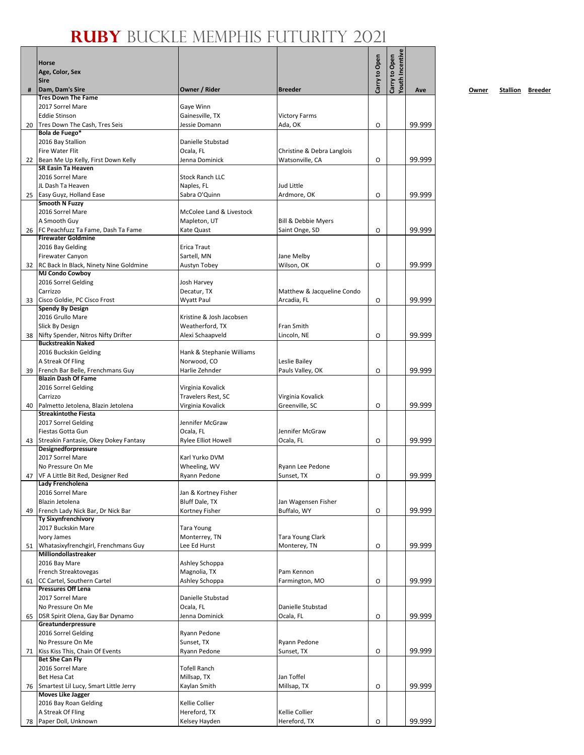# RUBY BUCKLE MEMPHIS FUTURITY 2021

| # | Horse<br>Age, Color, Sex<br>Sire<br>Dam, Dam's Sire | Owner / Rider | Breeder | Carry to Open | Carry to Open Youth Incentive | Ave | Owner | Stallion | Breeder |
|---|---|---|---|---|---|---|---|---|---|
| 20 | **Tres Down The Fame**<br>2017 Sorrel Mare<br>Eddie Stinson<br>Tres Down The Cash, Tres Seis | Gaye Winn<br>Gainesville, TX<br>Jessie Domann | Victory Farms<br>Ada, OK | O | | 99.999 | | | |
| 22 | **Bola de Fuego***<br>2016 Bay Stallion<br>Fire Water Flit<br>Bean Me Up Kelly, First Down Kelly | Danielle Stubstad<br>Ocala, FL<br>Jenna Dominick | Christine & Debra Langlois<br>Watsonville, CA | O | | 99.999 | | | |
| 25 | **SR Easin Ta Heaven**<br>2016 Sorrel Mare<br>JL Dash Ta Heaven<br>Easy Guyz, Holland Ease | Stock Ranch LLC<br>Naples, FL<br>Sabra O'Quinn | Jud Little<br>Ardmore, OK | O | | 99.999 | | | |
| 26 | **Smooth N Fuzzy**<br>2016 Sorrel Mare<br>A Smooth Guy<br>FC Peachfuzz Ta Fame, Dash Ta Fame | McColee Land & Livestock<br>Mapleton, UT<br>Kate Quast | Bill & Debbie Myers<br>Saint Onge, SD | O | | 99.999 | | | |
| 32 | **Firewater Goldmine**<br>2016 Bay Gelding<br>Firewater Canyon<br>RC Back In Black, Ninety Nine Goldmine | Erica Traut<br>Sartell, MN<br>Austyn Tobey | Jane Melby<br>Wilson, OK | O | | 99.999 | | | |
| 33 | **MJ Condo Cowboy**<br>2016 Sorrel Gelding<br>Carrizzo<br>Cisco Goldie, PC Cisco Frost | Josh Harvey<br>Decatur, TX<br>Wyatt Paul | Matthew & Jacqueline Condo<br>Arcadia, FL | O | | 99.999 | | | |
| 38 | **Spendy By Design**<br>2016 Grullo Mare<br>Slick By Design<br>Nifty Spender, Nitros Nifty Drifter | Kristine & Josh Jacobsen<br>Weatherford, TX<br>Alexi Schaapveld | Fran Smith<br>Lincoln, NE | O | | 99.999 | | | |
| 39 | **Buckstreakin Naked**<br>2016 Buckskin Gelding<br>A Streak Of Fling<br>French Bar Belle, Frenchmans Guy | Hank & Stephanie Williams<br>Norwood, CO<br>Harlie Zehnder | Leslie Bailey<br>Pauls Valley, OK | O | | 99.999 | | | |
| 40 | **Blazin Dash Of Fame**<br>2016 Sorrel Gelding<br>Carrizzo<br>Palmetto Jetolena, Blazin Jetolena | Virginia Kovalick<br>Travelers Rest, SC<br>Virginia Kovalick | Virginia Kovalick<br>Greenville, SC | O | | 99.999 | | | |
| 43 | **Streakintothe Fiesta**<br>2017 Sorrel Gelding<br>Fiestas Gotta Gun<br>Streakin Fantasie, Okey Dokey Fantasy | Jennifer McGraw<br>Ocala, FL<br>Rylee Elliot Howell | Jennifer McGraw<br>Ocala, FL | O | | 99.999 | | | |
| 47 | **Designedforpressure**<br>2017 Sorrel Mare<br>No Pressure On Me<br>VF A Little Bit Red, Designer Red | Karl Yurko DVM<br>Wheeling, WV<br>Ryann Pedone | Ryann Lee Pedone<br>Sunset, TX | O | | 99.999 | | | |
| 49 | **Lady Frencholena**<br>2016 Sorrel Mare<br>Blazin Jetolena<br>French Lady Nick Bar, Dr Nick Bar | Jan & Kortney Fisher<br>Bluff Dale, TX<br>Kortney Fisher | Jan Wagensen Fisher<br>Buffalo, WY | O | | 99.999 | | | |
| 51 | **Ty Sixynfrenchivory**<br>2017 Buckskin Mare<br>Ivory James<br>Whatasixyfrenchgirl, Frenchmans Guy | Tara Young<br>Monterrey, TN<br>Lee Ed Hurst | Tara Young Clark<br>Monterey, TN | O | | 99.999 | | | |
| 61 | **Milliondollastreaker**<br>2016 Bay Mare<br>French Streaktovegas<br>CC Cartel, Southern Cartel | Ashley Schoppa<br>Magnolia, TX<br>Ashley Schoppa | Pam Kennon<br>Farmington, MO | O | | 99.999 | | | |
| 65 | **Pressures Off Lena**<br>2017 Sorrel Mare<br>No Pressure On Me<br>DSR Spirit Olena, Gay Bar Dynamo | Danielle Stubstad<br>Ocala, FL<br>Jenna Dominick | Danielle Stubstad<br>Ocala, FL | O | | 99.999 | | | |
| 71 | **Greatunderpressure**<br>2016 Sorrel Gelding<br>No Pressure On Me<br>Kiss Kiss This, Chain Of Events | Ryann Pedone<br>Sunset, TX<br>Ryann Pedone | Ryann Pedone<br>Sunset, TX | O | | 99.999 | | | |
| 76 | **Bet She Can Fly**<br>2016 Sorrel Mare<br>Bet Hesa Cat<br>Smartest Lil Lucy, Smart Little Jerry | Tofell Ranch<br>Millsap, TX<br>Kaylan Smith | Jan Toffel<br>Millsap, TX | O | | 99.999 | | | |
| 78 | **Moves Like Jagger**<br>2016 Bay Roan Gelding<br>A Streak Of Fling<br>Paper Doll, Unknown | Kellie Collier<br>Hereford, TX<br>Kelsey Hayden | Kellie Collier<br>Hereford, TX | O | | 99.999 | | | |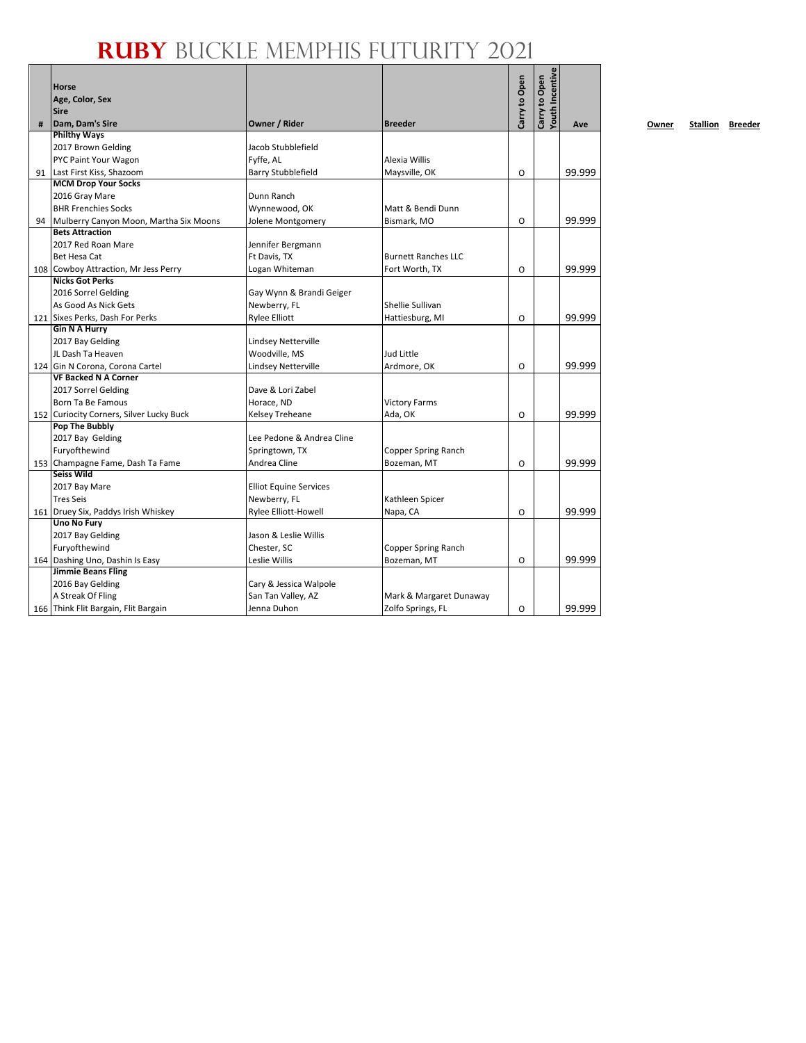# RUBY BUCKLE MEMPHIS FUTURITY 2021

| # | Horse<br>Age, Color, Sex<br>Sire<br>Dam, Dam's Sire | Owner / Rider | Breeder | Carry to Open | Carry to Open Youth Incentive | Ave |
|---|---|---|---|---|---|---|
| 91 | **Philthy Ways**<br>2017 Brown Gelding<br>PYC Paint Your Wagon<br>Last First Kiss, Shazoom | Jacob Stubblefield<br>Fyffe, AL<br>Barry Stubblefield | Alexia Willis<br>Maysville, OK | O | | 99.999 |
| 94 | **MCM Drop Your Socks**<br>2016 Gray Mare<br>BHR Frenchies Socks<br>Mulberry Canyon Moon, Martha Six Moons | Dunn Ranch<br>Wynnewood, OK<br>Jolene Montgomery | Matt & Bendi Dunn<br>Bismark, MO | O | | 99.999 |
| 108 | **Bets Attraction**<br>2017 Red Roan Mare<br>Bet Hesa Cat<br>Cowboy Attraction, Mr Jess Perry | Jennifer Bergmann<br>Ft Davis, TX<br>Logan Whiteman | Burnett Ranches LLC<br>Fort Worth, TX | O | | 99.999 |
| 121 | **Nicks Got Perks**<br>2016 Sorrel Gelding<br>As Good As Nick Gets<br>Sixes Perks, Dash For Perks | Gay Wynn & Brandi Geiger<br>Newberry, FL<br>Rylee Elliott | Shellie Sullivan<br>Hattiesburg, MI | O | | 99.999 |
| 124 | **Gin N A Hurry**<br>2017 Bay Gelding<br>JL Dash Ta Heaven<br>Gin N Corona, Corona Cartel | Lindsey Netterville<br>Woodville, MS<br>Lindsey Netterville | Jud Little<br>Ardmore, OK | O | | 99.999 |
| 152 | **VF Backed N A Corner**<br>2017 Sorrel Gelding<br>Born Ta Be Famous<br>Curiocity Corners, Silver Lucky Buck | Dave & Lori Zabel<br>Horace, ND<br>Kelsey Treheane | Victory Farms<br>Ada, OK | O | | 99.999 |
| 153 | **Pop The Bubbly**<br>2017 Bay Gelding<br>Furyofthewind<br>Champagne Fame, Dash Ta Fame | Lee Pedone & Andrea Cline<br>Springtown, TX<br>Andrea Cline | Copper Spring Ranch<br>Bozeman, MT | O | | 99.999 |
| 161 | **Seiss Wild**<br>2017 Bay Mare<br>Tres Seis<br>Druey Six, Paddys Irish Whiskey | Elliot Equine Services<br>Newberry, FL<br>Rylee Elliott-Howell | Kathleen Spicer<br>Napa, CA | O | | 99.999 |
| 164 | **Uno No Fury**<br>2017 Bay Gelding<br>Furyofthewind<br>Dashing Uno, Dashin Is Easy | Jason & Leslie Willis<br>Chester, SC<br>Leslie Willis | Copper Spring Ranch<br>Bozeman, MT | O | | 99.999 |
| 166 | **Jimmie Beans Fling**<br>2016 Bay Gelding<br>A Streak Of Fling<br>Think Flit Bargain, Flit Bargain | Cary & Jessica Walpole<br>San Tan Valley, AZ<br>Jenna Duhon | Mark & Margaret Dunaway<br>Zolfo Springs, FL | O | | 99.999 |

Owner Stallion Breeder